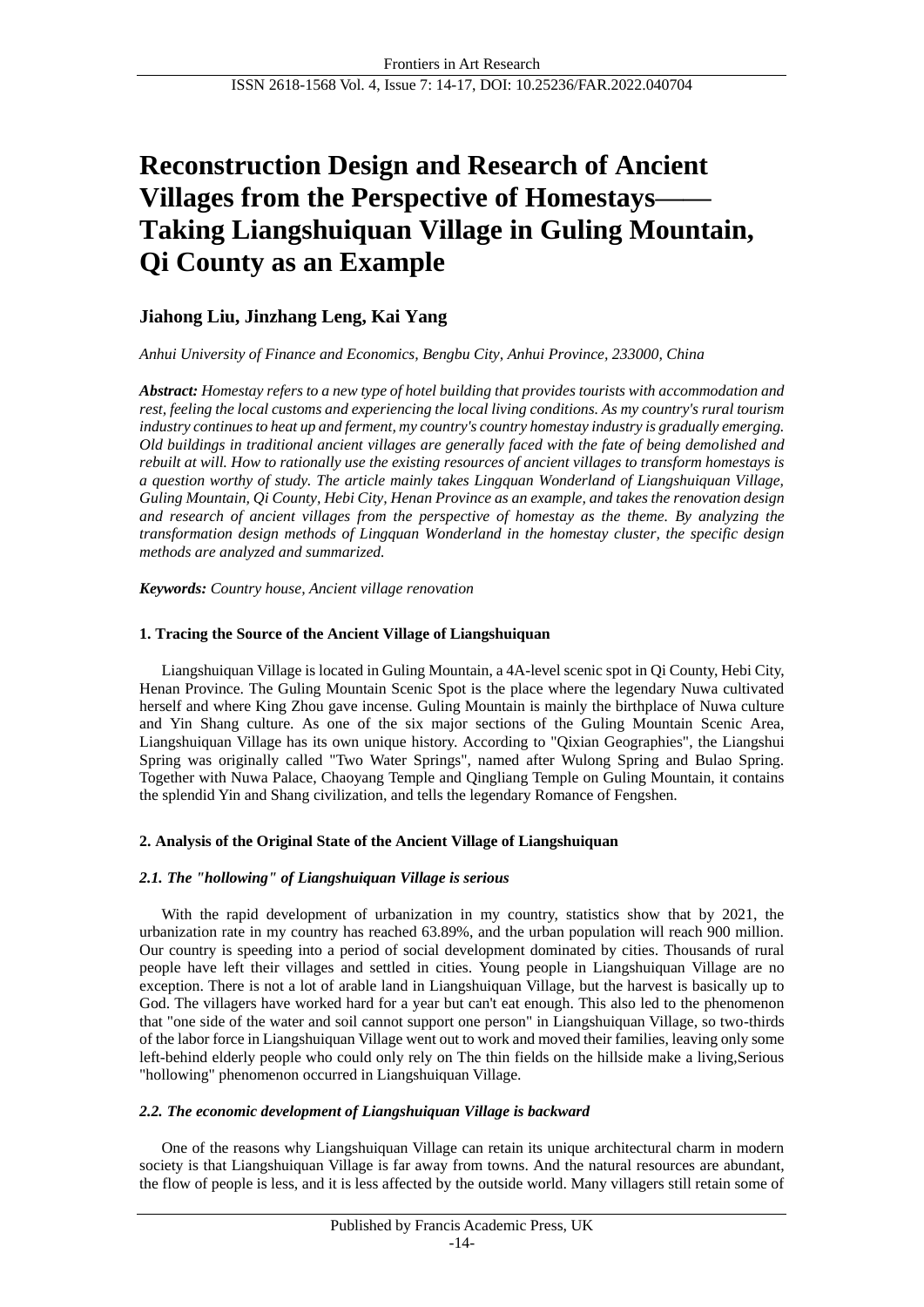# Reconstruction Design and Research of Ancient Villages from the Perspective of Homestays——Taking Liangshuiquan Village in Guling Mountain, Qi County as an Example

**Jiahong Liu, Jinzhang Leng, Kai Yang**

*Anhui University of Finance and Economics, Bengbu City, Anhui Province, 233000, China*

***Abstract:*** *Homestay refers to a new type of hotel building that provides tourists with accommodation and rest, feeling the local customs and experiencing the local living conditions. As my country's rural tourism industry continues to heat up and ferment, my country's country homestay industry is gradually emerging. Old buildings in traditional ancient villages are generally faced with the fate of being demolished and rebuilt at will. How to rationally use the existing resources of ancient villages to transform homestays is a question worthy of study. The article mainly takes Lingquan Wonderland of Liangshuiquan Village, Guling Mountain, Qi County, Hebi City, Henan Province as an example, and takes the renovation design and research of ancient villages from the perspective of homestay as the theme. By analyzing the transformation design methods of Lingquan Wonderland in the homestay cluster, the specific design methods are analyzed and summarized.*

***Keywords:*** *Country house, Ancient village renovation*

## 1. Tracing the Source of the Ancient Village of Liangshuiquan

Liangshuiquan Village is located in Guling Mountain, a 4A-level scenic spot in Qi County, Hebi City, Henan Province. The Guling Mountain Scenic Spot is the place where the legendary Nuwa cultivated herself and where King Zhou gave incense. Guling Mountain is mainly the birthplace of Nuwa culture and Yin Shang culture. As one of the six major sections of the Guling Mountain Scenic Area, Liangshuiquan Village has its own unique history. According to "Qixian Geographies", the Liangshui Spring was originally called "Two Water Springs", named after Wulong Spring and Bulao Spring. Together with Nuwa Palace, Chaoyang Temple and Qingliang Temple on Guling Mountain, it contains the splendid Yin and Shang civilization, and tells the legendary Romance of Fengshen.

## 2. Analysis of the Original State of the Ancient Village of Liangshuiquan

### *2.1. The "hollowing" of Liangshuiquan Village is serious*

With the rapid development of urbanization in my country, statistics show that by 2021, the urbanization rate in my country has reached 63.89%, and the urban population will reach 900 million. Our country is speeding into a period of social development dominated by cities. Thousands of rural people have left their villages and settled in cities. Young people in Liangshuiquan Village are no exception. There is not a lot of arable land in Liangshuiquan Village, but the harvest is basically up to God. The villagers have worked hard for a year but can't eat enough. This also led to the phenomenon that "one side of the water and soil cannot support one person" in Liangshuiquan Village, so two-thirds of the labor force in Liangshuiquan Village went out to work and moved their families, leaving only some left-behind elderly people who could only rely on The thin fields on the hillside make a living,Serious "hollowing" phenomenon occurred in Liangshuiquan Village.

### *2.2. The economic development of Liangshuiquan Village is backward*

One of the reasons why Liangshuiquan Village can retain its unique architectural charm in modern society is that Liangshuiquan Village is far away from towns. And the natural resources are abundant, the flow of people is less, and it is less affected by the outside world. Many villagers still retain some of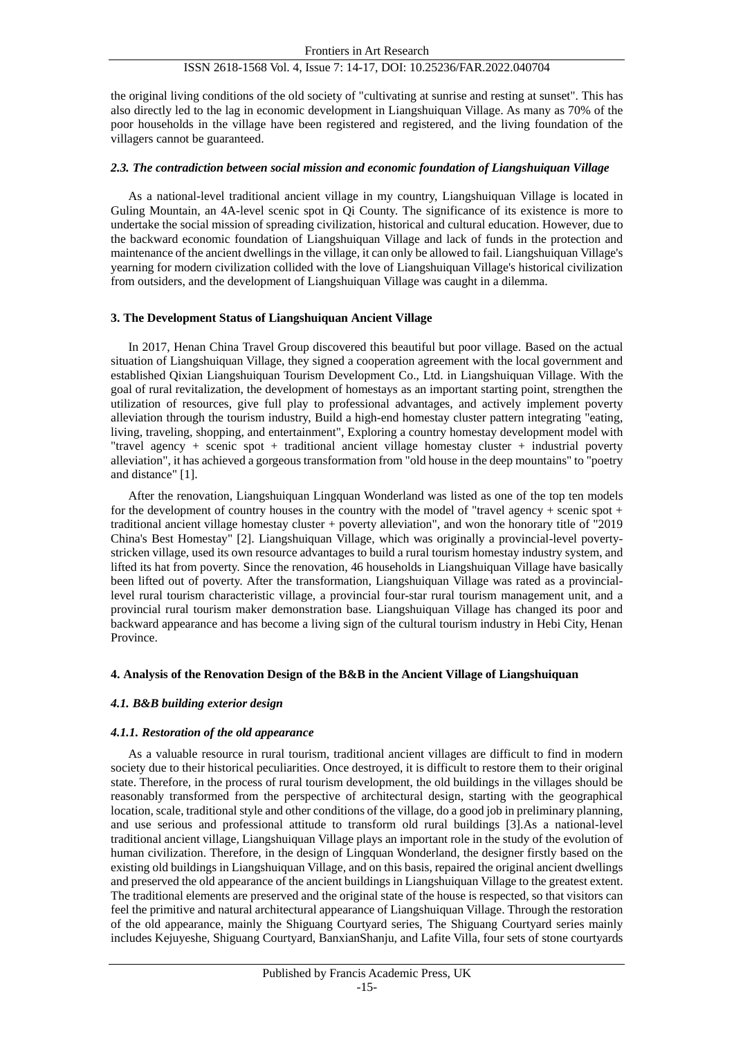the original living conditions of the old society of "cultivating at sunrise and resting at sunset". This has also directly led to the lag in economic development in Liangshuiquan Village. As many as 70% of the poor households in the village have been registered and registered, and the living foundation of the villagers cannot be guaranteed.

### *2.3. The contradiction between social mission and economic foundation of Liangshuiquan Village*

As a national-level traditional ancient village in my country, Liangshuiquan Village is located in Guling Mountain, an 4A-level scenic spot in Qi County. The significance of its existence is more to undertake the social mission of spreading civilization, historical and cultural education. However, due to the backward economic foundation of Liangshuiquan Village and lack of funds in the protection and maintenance of the ancient dwellings in the village, it can only be allowed to fail. Liangshuiquan Village's yearning for modern civilization collided with the love of Liangshuiquan Village's historical civilization from outsiders, and the development of Liangshuiquan Village was caught in a dilemma.

## 3. The Development Status of Liangshuiquan Ancient Village

In 2017, Henan China Travel Group discovered this beautiful but poor village. Based on the actual situation of Liangshuiquan Village, they signed a cooperation agreement with the local government and established Qixian Liangshuiquan Tourism Development Co., Ltd. in Liangshuiquan Village. With the goal of rural revitalization, the development of homestays as an important starting point, strengthen the utilization of resources, give full play to professional advantages, and actively implement poverty alleviation through the tourism industry, Build a high-end homestay cluster pattern integrating "eating, living, traveling, shopping, and entertainment", Exploring a country homestay development model with "travel agency + scenic spot + traditional ancient village homestay cluster + industrial poverty alleviation", it has achieved a gorgeous transformation from "old house in the deep mountains" to "poetry and distance" [1].

After the renovation, Liangshuiquan Lingquan Wonderland was listed as one of the top ten models for the development of country houses in the country with the model of "travel agency + scenic spot + traditional ancient village homestay cluster + poverty alleviation", and won the honorary title of "2019 China's Best Homestay" [2]. Liangshuiquan Village, which was originally a provincial-level poverty-stricken village, used its own resource advantages to build a rural tourism homestay industry system, and lifted its hat from poverty. Since the renovation, 46 households in Liangshuiquan Village have basically been lifted out of poverty. After the transformation, Liangshuiquan Village was rated as a provincial-level rural tourism characteristic village, a provincial four-star rural tourism management unit, and a provincial rural tourism maker demonstration base. Liangshuiquan Village has changed its poor and backward appearance and has become a living sign of the cultural tourism industry in Hebi City, Henan Province.

## 4. Analysis of the Renovation Design of the B&B in the Ancient Village of Liangshuiquan

### *4.1. B&B building exterior design*

#### *4.1.1. Restoration of the old appearance*

As a valuable resource in rural tourism, traditional ancient villages are difficult to find in modern society due to their historical peculiarities. Once destroyed, it is difficult to restore them to their original state. Therefore, in the process of rural tourism development, the old buildings in the villages should be reasonably transformed from the perspective of architectural design, starting with the geographical location, scale, traditional style and other conditions of the village, do a good job in preliminary planning, and use serious and professional attitude to transform old rural buildings [3].As a national-level traditional ancient village, Liangshuiquan Village plays an important role in the study of the evolution of human civilization. Therefore, in the design of Lingquan Wonderland, the designer firstly based on the existing old buildings in Liangshuiquan Village, and on this basis, repaired the original ancient dwellings and preserved the old appearance of the ancient buildings in Liangshuiquan Village to the greatest extent. The traditional elements are preserved and the original state of the house is respected, so that visitors can feel the primitive and natural architectural appearance of Liangshuiquan Village. Through the restoration of the old appearance, mainly the Shiguang Courtyard series, The Shiguang Courtyard series mainly includes Kejuyeshe, Shiguang Courtyard, BanxianShanju, and Lafite Villa, four sets of stone courtyards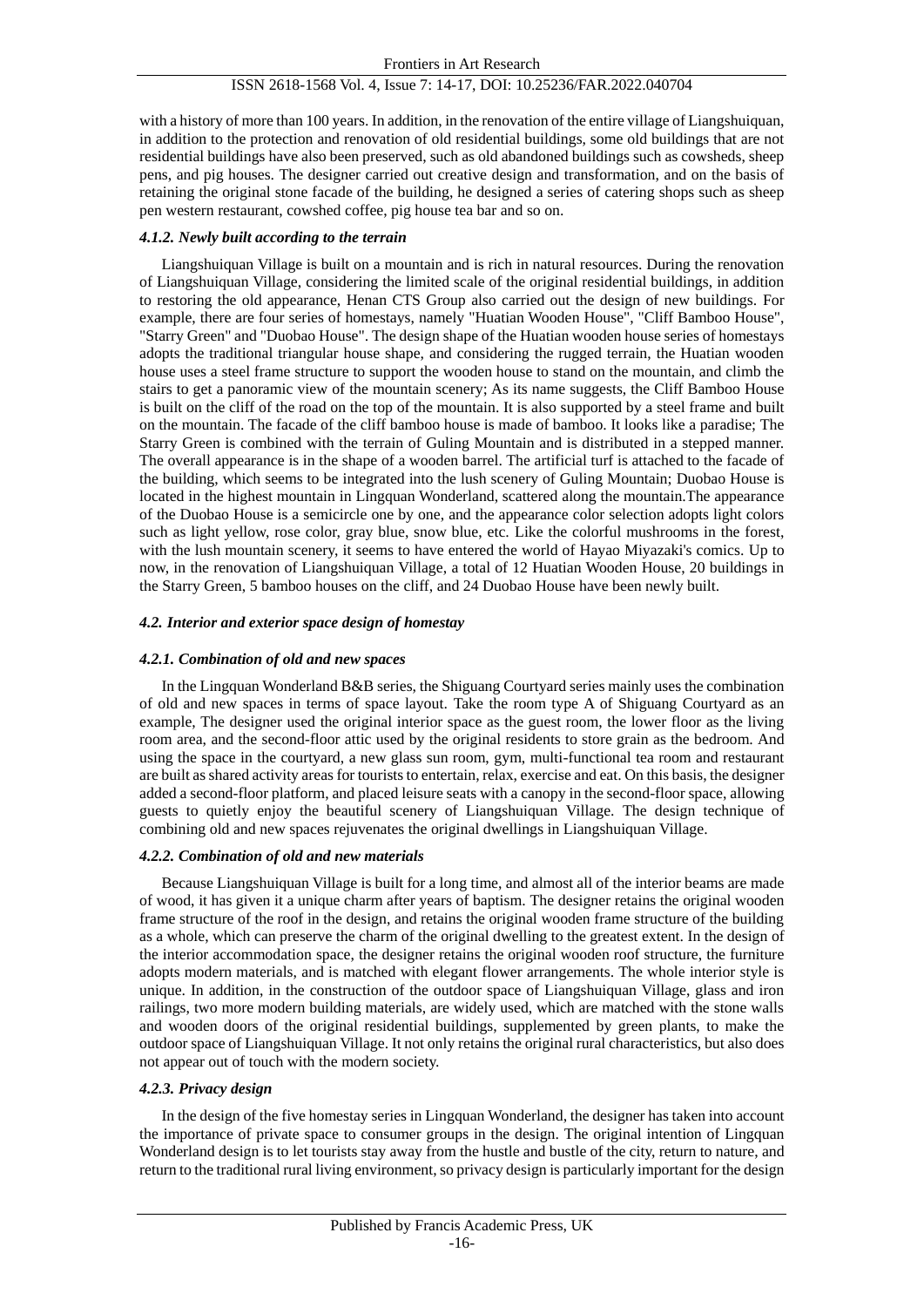with a history of more than 100 years. In addition, in the renovation of the entire village of Liangshuiquan, in addition to the protection and renovation of old residential buildings, some old buildings that are not residential buildings have also been preserved, such as old abandoned buildings such as cowsheds, sheep pens, and pig houses. The designer carried out creative design and transformation, and on the basis of retaining the original stone facade of the building, he designed a series of catering shops such as sheep pen western restaurant, cowshed coffee, pig house tea bar and so on.

#### *4.1.2. Newly built according to the terrain*

Liangshuiquan Village is built on a mountain and is rich in natural resources. During the renovation of Liangshuiquan Village, considering the limited scale of the original residential buildings, in addition to restoring the old appearance, Henan CTS Group also carried out the design of new buildings. For example, there are four series of homestays, namely "Huatian Wooden House", "Cliff Bamboo House", "Starry Green" and "Duobao House". The design shape of the Huatian wooden house series of homestays adopts the traditional triangular house shape, and considering the rugged terrain, the Huatian wooden house uses a steel frame structure to support the wooden house to stand on the mountain, and climb the stairs to get a panoramic view of the mountain scenery; As its name suggests, the Cliff Bamboo House is built on the cliff of the road on the top of the mountain. It is also supported by a steel frame and built on the mountain. The facade of the cliff bamboo house is made of bamboo. It looks like a paradise; The Starry Green is combined with the terrain of Guling Mountain and is distributed in a stepped manner. The overall appearance is in the shape of a wooden barrel. The artificial turf is attached to the facade of the building, which seems to be integrated into the lush scenery of Guling Mountain; Duobao House is located in the highest mountain in Lingquan Wonderland, scattered along the mountain.The appearance of the Duobao House is a semicircle one by one, and the appearance color selection adopts light colors such as light yellow, rose color, gray blue, snow blue, etc. Like the colorful mushrooms in the forest, with the lush mountain scenery, it seems to have entered the world of Hayao Miyazaki's comics. Up to now, in the renovation of Liangshuiquan Village, a total of 12 Huatian Wooden House, 20 buildings in the Starry Green, 5 bamboo houses on the cliff, and 24 Duobao House have been newly built.

### *4.2. Interior and exterior space design of homestay*

#### *4.2.1. Combination of old and new spaces*

In the Lingquan Wonderland B&B series, the Shiguang Courtyard series mainly uses the combination of old and new spaces in terms of space layout. Take the room type A of Shiguang Courtyard as an example, The designer used the original interior space as the guest room, the lower floor as the living room area, and the second-floor attic used by the original residents to store grain as the bedroom. And using the space in the courtyard, a new glass sun room, gym, multi-functional tea room and restaurant are built as shared activity areas for tourists to entertain, relax, exercise and eat. On this basis, the designer added a second-floor platform, and placed leisure seats with a canopy in the second-floor space, allowing guests to quietly enjoy the beautiful scenery of Liangshuiquan Village. The design technique of combining old and new spaces rejuvenates the original dwellings in Liangshuiquan Village.

#### *4.2.2. Combination of old and new materials*

Because Liangshuiquan Village is built for a long time, and almost all of the interior beams are made of wood, it has given it a unique charm after years of baptism. The designer retains the original wooden frame structure of the roof in the design, and retains the original wooden frame structure of the building as a whole, which can preserve the charm of the original dwelling to the greatest extent. In the design of the interior accommodation space, the designer retains the original wooden roof structure, the furniture adopts modern materials, and is matched with elegant flower arrangements. The whole interior style is unique. In addition, in the construction of the outdoor space of Liangshuiquan Village, glass and iron railings, two more modern building materials, are widely used, which are matched with the stone walls and wooden doors of the original residential buildings, supplemented by green plants, to make the outdoor space of Liangshuiquan Village. It not only retains the original rural characteristics, but also does not appear out of touch with the modern society.

#### *4.2.3. Privacy design*

In the design of the five homestay series in Lingquan Wonderland, the designer has taken into account the importance of private space to consumer groups in the design. The original intention of Lingquan Wonderland design is to let tourists stay away from the hustle and bustle of the city, return to nature, and return to the traditional rural living environment, so privacy design is particularly important for the design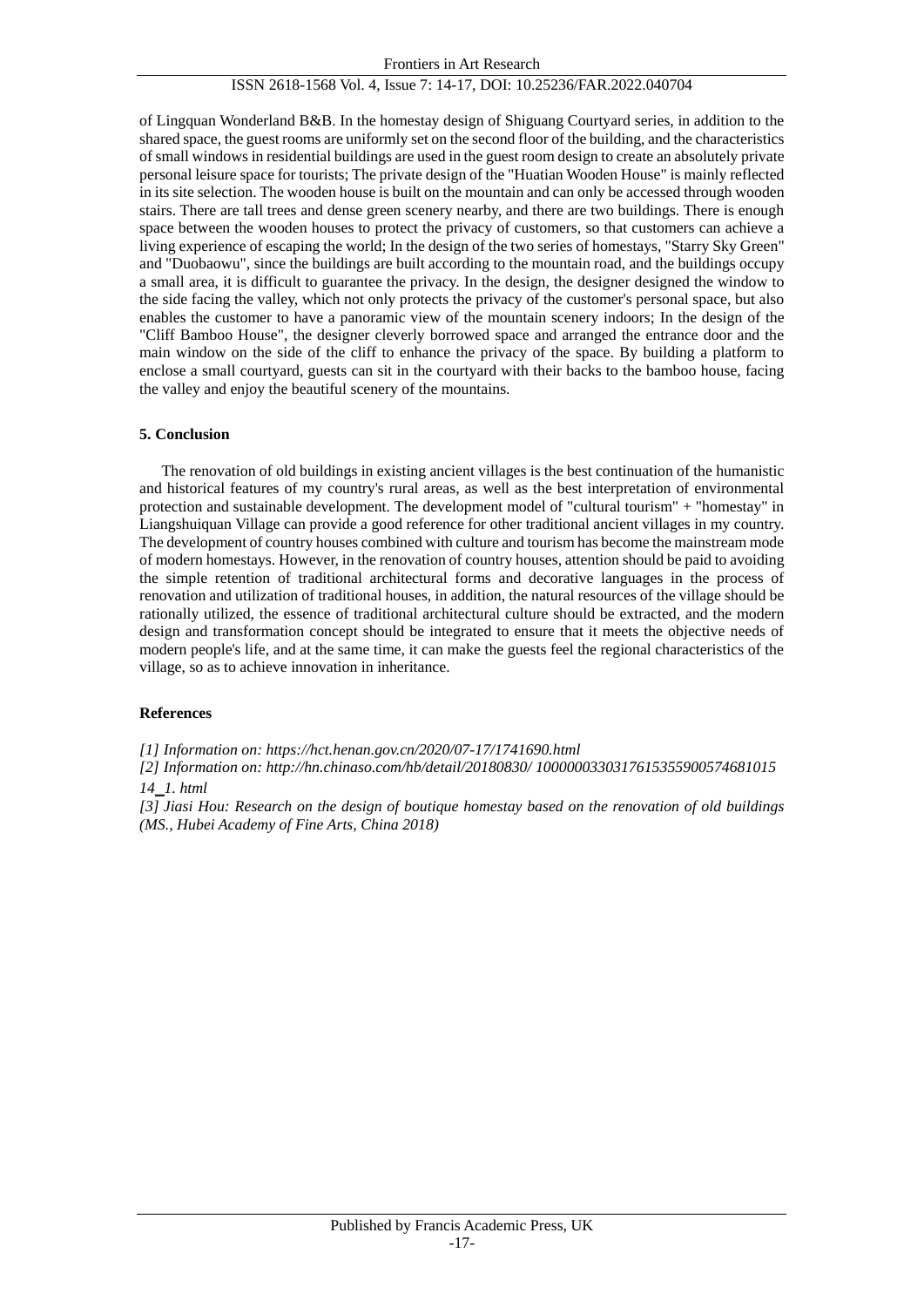of Lingquan Wonderland B&B. In the homestay design of Shiguang Courtyard series, in addition to the shared space, the guest rooms are uniformly set on the second floor of the building, and the characteristics of small windows in residential buildings are used in the guest room design to create an absolutely private personal leisure space for tourists; The private design of the "Huatian Wooden House" is mainly reflected in its site selection. The wooden house is built on the mountain and can only be accessed through wooden stairs. There are tall trees and dense green scenery nearby, and there are two buildings. There is enough space between the wooden houses to protect the privacy of customers, so that customers can achieve a living experience of escaping the world; In the design of the two series of homestays, "Starry Sky Green" and "Duobaowu", since the buildings are built according to the mountain road, and the buildings occupy a small area, it is difficult to guarantee the privacy. In the design, the designer designed the window to the side facing the valley, which not only protects the privacy of the customer's personal space, but also enables the customer to have a panoramic view of the mountain scenery indoors; In the design of the "Cliff Bamboo House", the designer cleverly borrowed space and arranged the entrance door and the main window on the side of the cliff to enhance the privacy of the space. By building a platform to enclose a small courtyard, guests can sit in the courtyard with their backs to the bamboo house, facing the valley and enjoy the beautiful scenery of the mountains.

## 5. Conclusion

The renovation of old buildings in existing ancient villages is the best continuation of the humanistic and historical features of my country's rural areas, as well as the best interpretation of environmental protection and sustainable development. The development model of "cultural tourism" + "homestay" in Liangshuiquan Village can provide a good reference for other traditional ancient villages in my country. The development of country houses combined with culture and tourism has become the mainstream mode of modern homestays. However, in the renovation of country houses, attention should be paid to avoiding the simple retention of traditional architectural forms and decorative languages in the process of renovation and utilization of traditional houses, in addition, the natural resources of the village should be rationally utilized, the essence of traditional architectural culture should be extracted, and the modern design and transformation concept should be integrated to ensure that it meets the objective needs of modern people's life, and at the same time, it can make the guests feel the regional characteristics of the village, so as to achieve innovation in inheritance.

## References

*[1] Information on: https://hct.henan.gov.cn/2020/07-17/1741690.html*

*[2] Information on: http://hn.chinaso.com/hb/detail/20180830/ 1000000330317615355900574681015 14_1. html*

*[3] Jiasi Hou: Research on the design of boutique homestay based on the renovation of old buildings (MS., Hubei Academy of Fine Arts, China 2018)*